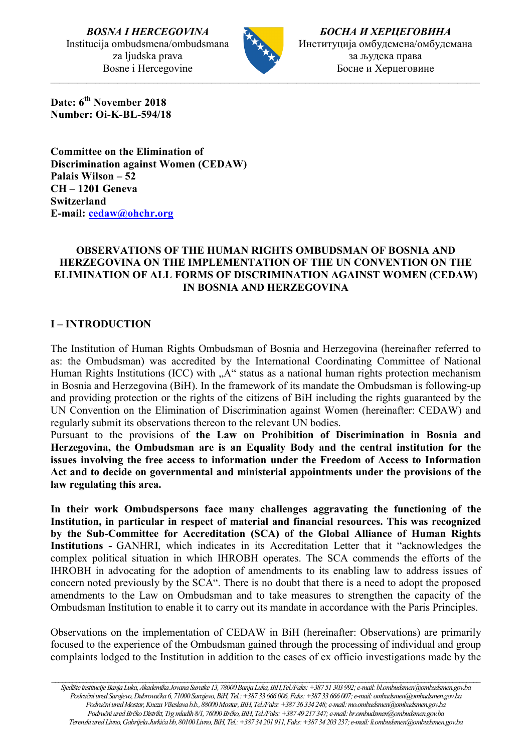*BOSNA I HERCEGOVINA*
Institucija ombudsmena/ombudsmana
za ljudska prava
Bosne i Hercegovine

*БОСНА И ХЕРЦЕГОВИНА*
Институција омбудсмена/омбудсмана
за људска права
Босне и Херцеговине

**Date: 6th November 2018**
**Number: Oi-K-BL-594/18**

**Committee on the Elimination of**
**Discrimination against Women (CEDAW)**
**Palais Wilson – 52**
**CH – 1201 Geneva**
**Switzerland**
**E-mail: cedaw@ohchr.org**

## OBSERVATIONS OF THE HUMAN RIGHTS OMBUDSMAN OF BOSNIA AND HERZEGOVINA ON THE IMPLEMENTATION OF THE UN CONVENTION ON THE ELIMINATION OF ALL FORMS OF DISCRIMINATION AGAINST WOMEN (CEDAW) IN BOSNIA AND HERZEGOVINA

## I – INTRODUCTION

The Institution of Human Rights Ombudsman of Bosnia and Herzegovina (hereinafter referred to as: the Ombudsman) was accredited by the International Coordinating Committee of National Human Rights Institutions (ICC) with „A" status as a national human rights protection mechanism in Bosnia and Herzegovina (BiH). In the framework of its mandate the Ombudsman is following-up and providing protection or the rights of the citizens of BiH including the rights guaranteed by the UN Convention on the Elimination of Discrimination against Women (hereinafter: CEDAW) and regularly submit its observations thereon to the relevant UN bodies.
Pursuant to the provisions of **the Law on Prohibition of Discrimination in Bosnia and Herzegovina, the Ombudsman are is an Equality Body and the central institution for the issues involving the free access to information under the Freedom of Access to Information Act and to decide on governmental and ministerial appointments under the provisions of the law regulating this area.**

**In their work Ombudspersons face many challenges aggravating the functioning of the Institution, in particular in respect of material and financial resources. This was recognized by the Sub-Committee for Accreditation (SCA) of the Global Alliance of Human Rights Institutions -** GANHRI, which indicates in its Accreditation Letter that it "acknowledges the complex political situation in which IHROBH operates. The SCA commends the efforts of the IHROBH in advocating for the adoption of amendments to its enabling law to address issues of concern noted previously by the SCA". There is no doubt that there is a need to adopt the proposed amendments to the Law on Ombudsman and to take measures to strengthen the capacity of the Ombudsman Institution to enable it to carry out its mandate in accordance with the Paris Principles.

Observations on the implementation of CEDAW in BiH (hereinafter: Observations) are primarily focused to the experience of the Ombudsman gained through the processing of individual and group complaints lodged to the Institution in addition to the cases of ex officio investigations made by the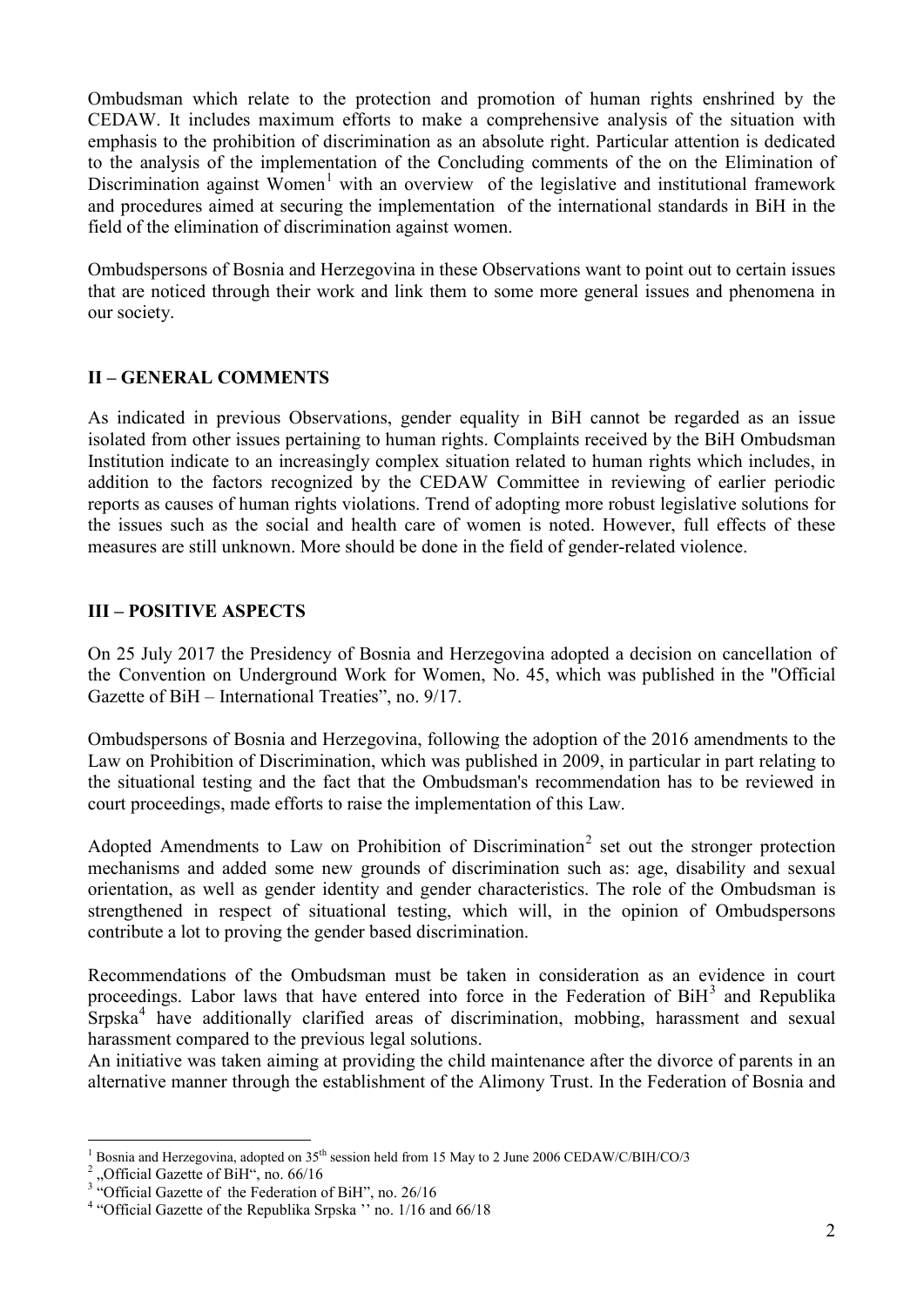Ombudsman which relate to the protection and promotion of human rights enshrined by the CEDAW. It includes maximum efforts to make a comprehensive analysis of the situation with emphasis to the prohibition of discrimination as an absolute right. Particular attention is dedicated to the analysis of the implementation of the Concluding comments of the on the Elimination of Discrimination against Women[1] with an overview of the legislative and institutional framework and procedures aimed at securing the implementation of the international standards in BiH in the field of the elimination of discrimination against women.

Ombudspersons of Bosnia and Herzegovina in these Observations want to point out to certain issues that are noticed through their work and link them to some more general issues and phenomena in our society.

## II – GENERAL COMMENTS

As indicated in previous Observations, gender equality in BiH cannot be regarded as an issue isolated from other issues pertaining to human rights. Complaints received by the BiH Ombudsman Institution indicate to an increasingly complex situation related to human rights which includes, in addition to the factors recognized by the CEDAW Committee in reviewing of earlier periodic reports as causes of human rights violations. Trend of adopting more robust legislative solutions for the issues such as the social and health care of women is noted. However, full effects of these measures are still unknown. More should be done in the field of gender-related violence.

## III – POSITIVE ASPECTS

On 25 July 2017 the Presidency of Bosnia and Herzegovina adopted a decision on cancellation of the Convention on Underground Work for Women, No. 45, which was published in the "Official Gazette of BiH – International Treaties", no. 9/17.

Ombudspersons of Bosnia and Herzegovina, following the adoption of the 2016 amendments to the Law on Prohibition of Discrimination, which was published in 2009, in particular in part relating to the situational testing and the fact that the Ombudsman's recommendation has to be reviewed in court proceedings, made efforts to raise the implementation of this Law.

Adopted Amendments to Law on Prohibition of Discrimination[2] set out the stronger protection mechanisms and added some new grounds of discrimination such as: age, disability and sexual orientation, as well as gender identity and gender characteristics. The role of the Ombudsman is strengthened in respect of situational testing, which will, in the opinion of Ombudspersons contribute a lot to proving the gender based discrimination.

Recommendations of the Ombudsman must be taken in consideration as an evidence in court proceedings. Labor laws that have entered into force in the Federation of BiH[3] and Republika Srpska[4] have additionally clarified areas of discrimination, mobbing, harassment and sexual harassment compared to the previous legal solutions.

An initiative was taken aiming at providing the child maintenance after the divorce of parents in an alternative manner through the establishment of the Alimony Trust. In the Federation of Bosnia and

---

[1] Bosnia and Herzegovina, adopted on 35th session held from 15 May to 2 June 2006 CEDAW/C/BIH/CO/3

[2] „Official Gazette of BiH", no. 66/16

[3] "Official Gazette of the Federation of BiH", no. 26/16

[4] "Official Gazette of the Republika Srpska '' no. 1/16 and 66/18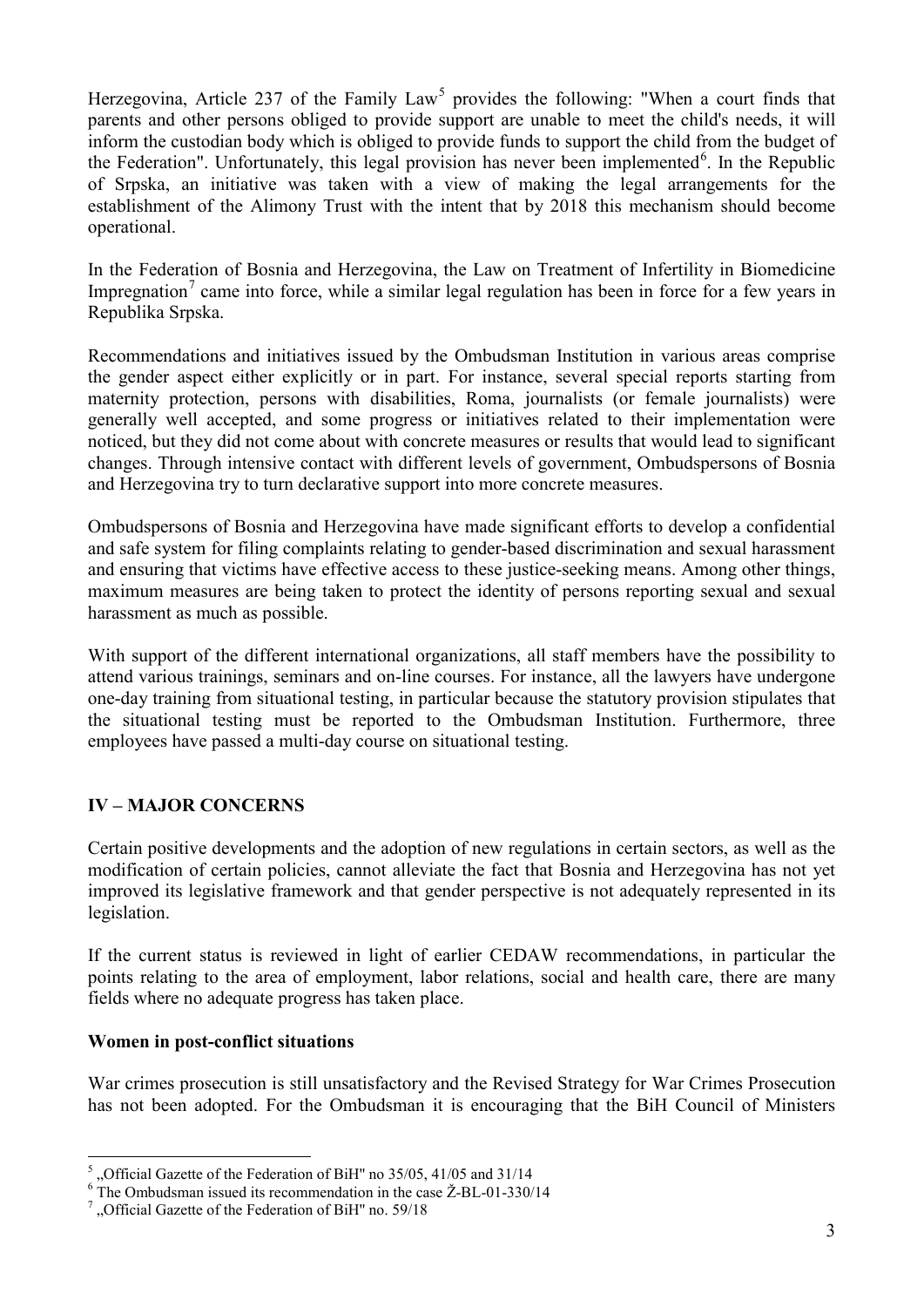Herzegovina, Article 237 of the Family Law[5] provides the following: "When a court finds that parents and other persons obliged to provide support are unable to meet the child's needs, it will inform the custodian body which is obliged to provide funds to support the child from the budget of the Federation". Unfortunately, this legal provision has never been implemented[6]. In the Republic of Srpska, an initiative was taken with a view of making the legal arrangements for the establishment of the Alimony Trust with the intent that by 2018 this mechanism should become operational.

In the Federation of Bosnia and Herzegovina, the Law on Treatment of Infertility in Biomedicine Impregnation[7] came into force, while a similar legal regulation has been in force for a few years in Republika Srpska.

Recommendations and initiatives issued by the Ombudsman Institution in various areas comprise the gender aspect either explicitly or in part. For instance, several special reports starting from maternity protection, persons with disabilities, Roma, journalists (or female journalists) were generally well accepted, and some progress or initiatives related to their implementation were noticed, but they did not come about with concrete measures or results that would lead to significant changes. Through intensive contact with different levels of government, Ombudspersons of Bosnia and Herzegovina try to turn declarative support into more concrete measures.

Ombudspersons of Bosnia and Herzegovina have made significant efforts to develop a confidential and safe system for filing complaints relating to gender-based discrimination and sexual harassment and ensuring that victims have effective access to these justice-seeking means. Among other things, maximum measures are being taken to protect the identity of persons reporting sexual and sexual harassment as much as possible.

With support of the different international organizations, all staff members have the possibility to attend various trainings, seminars and on-line courses. For instance, all the lawyers have undergone one-day training from situational testing, in particular because the statutory provision stipulates that the situational testing must be reported to the Ombudsman Institution. Furthermore, three employees have passed a multi-day course on situational testing.

## IV – MAJOR CONCERNS

Certain positive developments and the adoption of new regulations in certain sectors, as well as the modification of certain policies, cannot alleviate the fact that Bosnia and Herzegovina has not yet improved its legislative framework and that gender perspective is not adequately represented in its legislation.

If the current status is reviewed in light of earlier CEDAW recommendations, in particular the points relating to the area of employment, labor relations, social and health care, there are many fields where no adequate progress has taken place.

### Women in post-conflict situations

War crimes prosecution is still unsatisfactory and the Revised Strategy for War Crimes Prosecution has not been adopted. For the Ombudsman it is encouraging that the BiH Council of Ministers

---

[5] „Official Gazette of the Federation of BiH" no 35/05, 41/05 and 31/14

[6] The Ombudsman issued its recommendation in the case Ž-BL-01-330/14

[7] „Official Gazette of the Federation of BiH" no. 59/18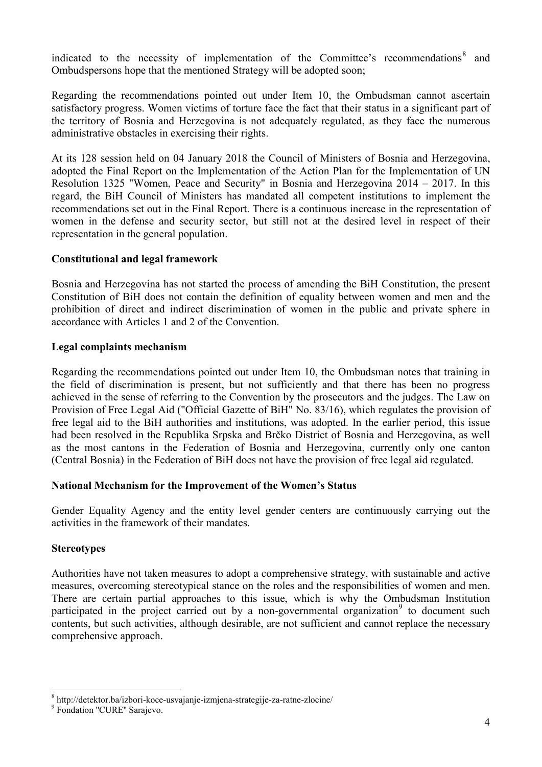indicated to the necessity of implementation of the Committee's recommendations[8] and Ombudspersons hope that the mentioned Strategy will be adopted soon;

Regarding the recommendations pointed out under Item 10, the Ombudsman cannot ascertain satisfactory progress. Women victims of torture face the fact that their status in a significant part of the territory of Bosnia and Herzegovina is not adequately regulated, as they face the numerous administrative obstacles in exercising their rights.

At its 128 session held on 04 January 2018 the Council of Ministers of Bosnia and Herzegovina, adopted the Final Report on the Implementation of the Action Plan for the Implementation of UN Resolution 1325 "Women, Peace and Security" in Bosnia and Herzegovina 2014 – 2017. In this regard, the BiH Council of Ministers has mandated all competent institutions to implement the recommendations set out in the Final Report. There is a continuous increase in the representation of women in the defense and security sector, but still not at the desired level in respect of their representation in the general population.

**Constitutional and legal framework**

Bosnia and Herzegovina has not started the process of amending the BiH Constitution, the present Constitution of BiH does not contain the definition of equality between women and men and the prohibition of direct and indirect discrimination of women in the public and private sphere in accordance with Articles 1 and 2 of the Convention.

**Legal complaints mechanism**

Regarding the recommendations pointed out under Item 10, the Ombudsman notes that training in the field of discrimination is present, but not sufficiently and that there has been no progress achieved in the sense of referring to the Convention by the prosecutors and the judges. The Law on Provision of Free Legal Aid ("Official Gazette of BiH" No. 83/16), which regulates the provision of free legal aid to the BiH authorities and institutions, was adopted. In the earlier period, this issue had been resolved in the Republika Srpska and Brčko District of Bosnia and Herzegovina, as well as the most cantons in the Federation of Bosnia and Herzegovina, currently only one canton (Central Bosnia) in the Federation of BiH does not have the provision of free legal aid regulated.

**National Mechanism for the Improvement of the Women's Status**

Gender Equality Agency and the entity level gender centers are continuously carrying out the activities in the framework of their mandates.

**Stereotypes**

Authorities have not taken measures to adopt a comprehensive strategy, with sustainable and active measures, overcoming stereotypical stance on the roles and the responsibilities of women and men. There are certain partial approaches to this issue, which is why the Ombudsman Institution participated in the project carried out by a non-governmental organization[9] to document such contents, but such activities, although desirable, are not sufficient and cannot replace the necessary comprehensive approach.

---

[8] http://detektor.ba/izbori-koce-usvajanje-izmjena-strategije-za-ratne-zlocine/

[9] Fondation "CURE" Sarajevo.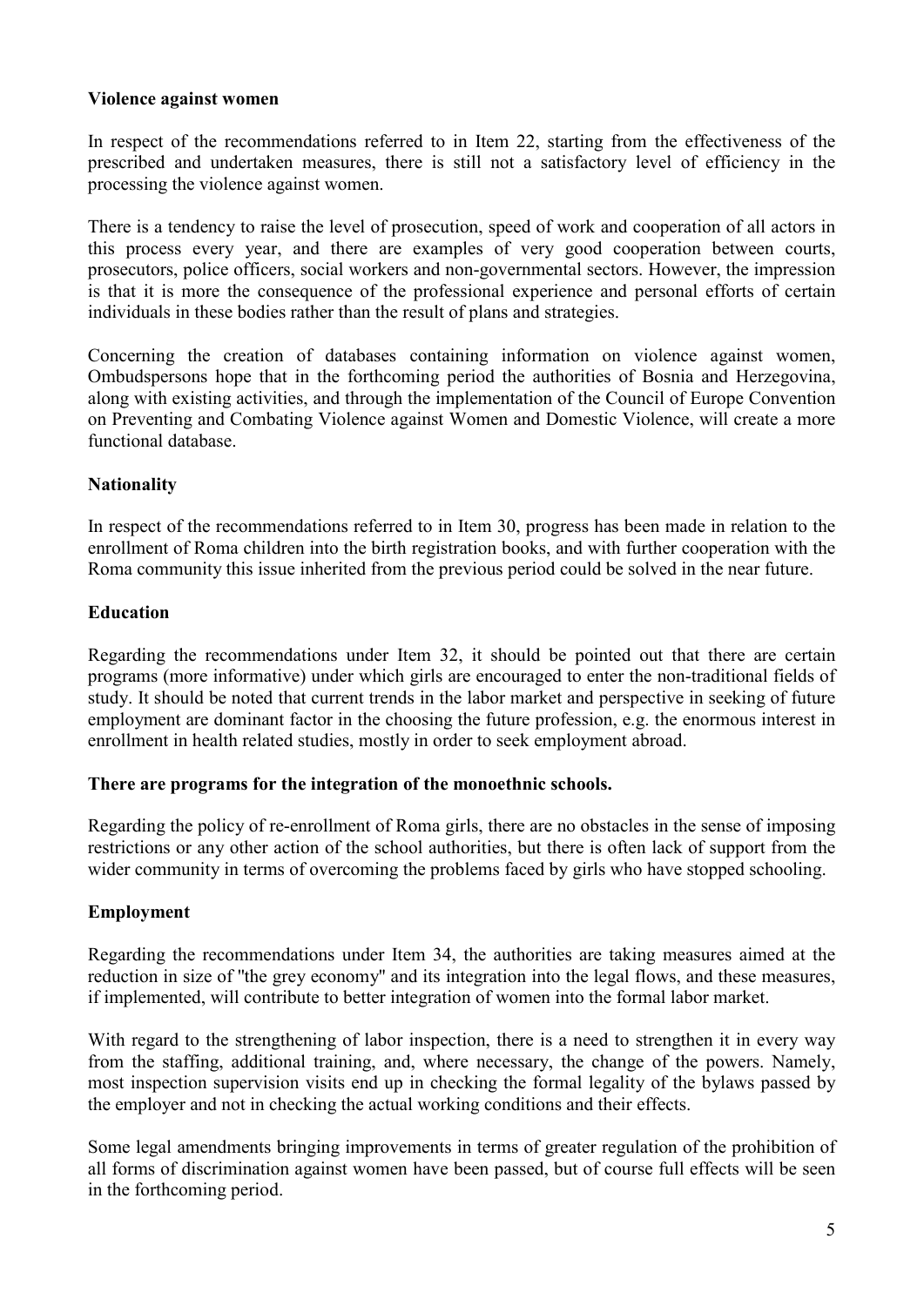**Violence against women**

In respect of the recommendations referred to in Item 22, starting from the effectiveness of the prescribed and undertaken measures, there is still not a satisfactory level of efficiency in the processing the violence against women.

There is a tendency to raise the level of prosecution, speed of work and cooperation of all actors in this process every year, and there are examples of very good cooperation between courts, prosecutors, police officers, social workers and non-governmental sectors. However, the impression is that it is more the consequence of the professional experience and personal efforts of certain individuals in these bodies rather than the result of plans and strategies.

Concerning the creation of databases containing information on violence against women, Ombudspersons hope that in the forthcoming period the authorities of Bosnia and Herzegovina, along with existing activities, and through the implementation of the Council of Europe Convention on Preventing and Combating Violence against Women and Domestic Violence, will create a more functional database.

**Nationality**

In respect of the recommendations referred to in Item 30, progress has been made in relation to the enrollment of Roma children into the birth registration books, and with further cooperation with the Roma community this issue inherited from the previous period could be solved in the near future.

**Education**

Regarding the recommendations under Item 32, it should be pointed out that there are certain programs (more informative) under which girls are encouraged to enter the non-traditional fields of study. It should be noted that current trends in the labor market and perspective in seeking of future employment are dominant factor in the choosing the future profession, e.g. the enormous interest in enrollment in health related studies, mostly in order to seek employment abroad.

**There are programs for the integration of the monoethnic schools.**

Regarding the policy of re-enrollment of Roma girls, there are no obstacles in the sense of imposing restrictions or any other action of the school authorities, but there is often lack of support from the wider community in terms of overcoming the problems faced by girls who have stopped schooling.

**Employment**

Regarding the recommendations under Item 34, the authorities are taking measures aimed at the reduction in size of "the grey economy" and its integration into the legal flows, and these measures, if implemented, will contribute to better integration of women into the formal labor market.

With regard to the strengthening of labor inspection, there is a need to strengthen it in every way from the staffing, additional training, and, where necessary, the change of the powers. Namely, most inspection supervision visits end up in checking the formal legality of the bylaws passed by the employer and not in checking the actual working conditions and their effects.

Some legal amendments bringing improvements in terms of greater regulation of the prohibition of all forms of discrimination against women have been passed, but of course full effects will be seen in the forthcoming period.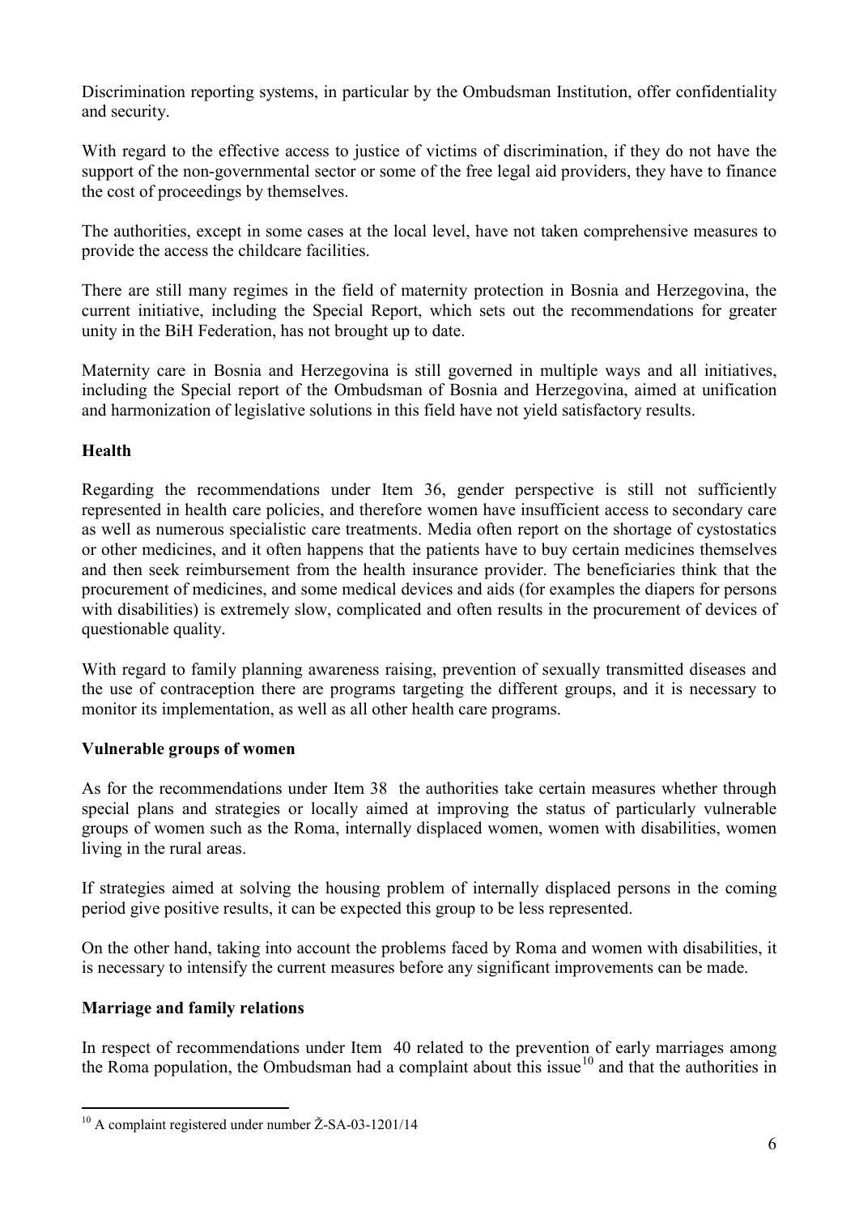Discrimination reporting systems, in particular by the Ombudsman Institution, offer confidentiality and security.

With regard to the effective access to justice of victims of discrimination, if they do not have the support of the non-governmental sector or some of the free legal aid providers, they have to finance the cost of proceedings by themselves.

The authorities, except in some cases at the local level, have not taken comprehensive measures to provide the access the childcare facilities.

There are still many regimes in the field of maternity protection in Bosnia and Herzegovina, the current initiative, including the Special Report, which sets out the recommendations for greater unity in the BiH Federation, has not brought up to date.

Maternity care in Bosnia and Herzegovina is still governed in multiple ways and all initiatives, including the Special report of the Ombudsman of Bosnia and Herzegovina, aimed at unification and harmonization of legislative solutions in this field have not yield satisfactory results.

**Health**

Regarding the recommendations under Item 36, gender perspective is still not sufficiently represented in health care policies, and therefore women have insufficient access to secondary care as well as numerous specialistic care treatments. Media often report on the shortage of cystostatics or other medicines, and it often happens that the patients have to buy certain medicines themselves and then seek reimbursement from the health insurance provider. The beneficiaries think that the procurement of medicines, and some medical devices and aids (for examples the diapers for persons with disabilities) is extremely slow, complicated and often results in the procurement of devices of questionable quality.

With regard to family planning awareness raising, prevention of sexually transmitted diseases and the use of contraception there are programs targeting the different groups, and it is necessary to monitor its implementation, as well as all other health care programs.

**Vulnerable groups of women**

As for the recommendations under Item 38 the authorities take certain measures whether through special plans and strategies or locally aimed at improving the status of particularly vulnerable groups of women such as the Roma, internally displaced women, women with disabilities, women living in the rural areas.

If strategies aimed at solving the housing problem of internally displaced persons in the coming period give positive results, it can be expected this group to be less represented.

On the other hand, taking into account the problems faced by Roma and women with disabilities, it is necessary to intensify the current measures before any significant improvements can be made.

**Marriage and family relations**

In respect of recommendations under Item 40 related to the prevention of early marriages among the Roma population, the Ombudsman had a complaint about this issue[10] and that the authorities in

[10] A complaint registered under number Ž-SA-03-1201/14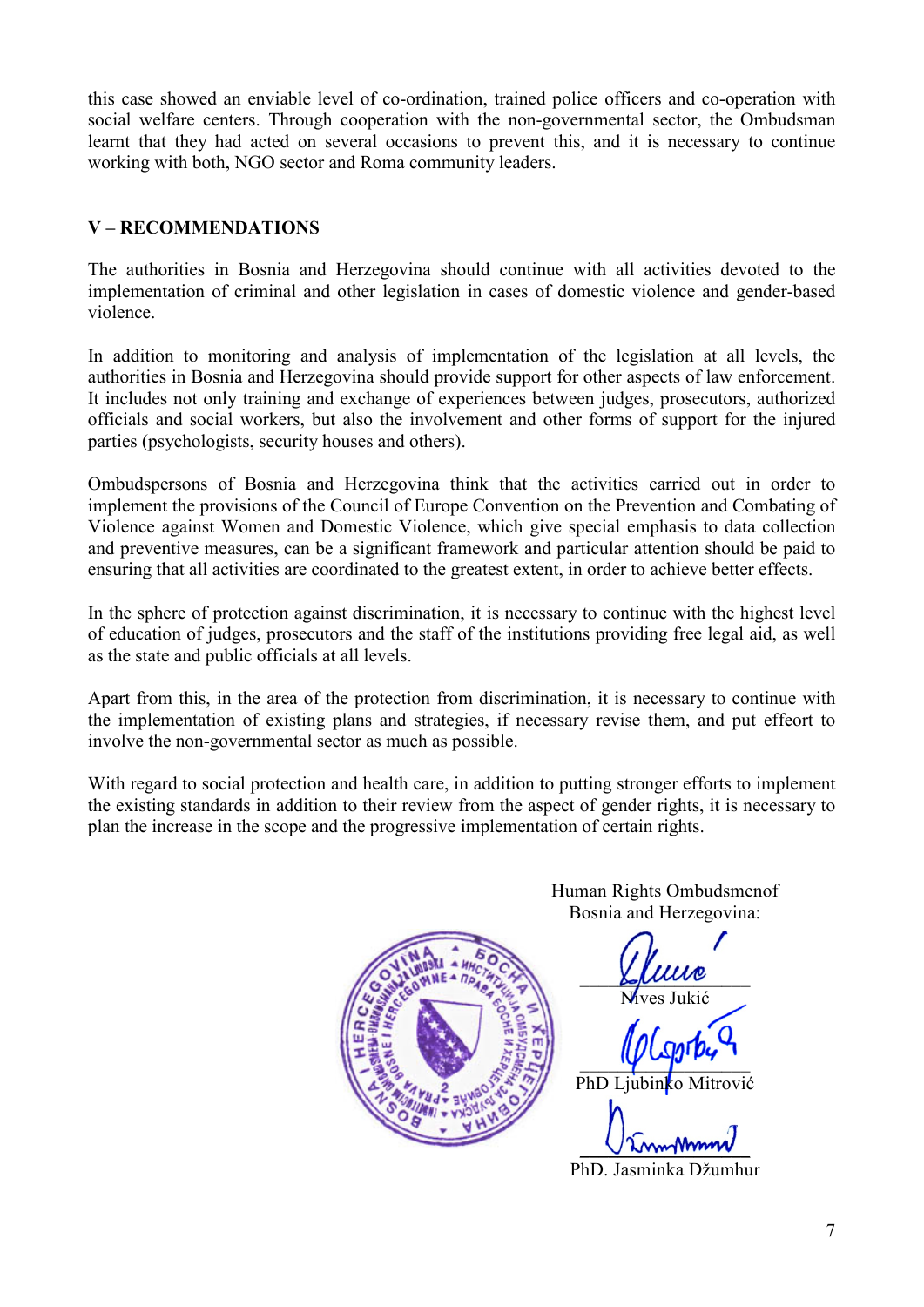this case showed an enviable level of co-ordination, trained police officers and co-operation with social welfare centers. Through cooperation with the non-governmental sector, the Ombudsman learnt that they had acted on several occasions to prevent this, and it is necessary to continue working with both, NGO sector and Roma community leaders.

## V – RECOMMENDATIONS

The authorities in Bosnia and Herzegovina should continue with all activities devoted to the implementation of criminal and other legislation in cases of domestic violence and gender-based violence.

In addition to monitoring and analysis of implementation of the legislation at all levels, the authorities in Bosnia and Herzegovina should provide support for other aspects of law enforcement. It includes not only training and exchange of experiences between judges, prosecutors, authorized officials and social workers, but also the involvement and other forms of support for the injured parties (psychologists, security houses and others).

Ombudspersons of Bosnia and Herzegovina think that the activities carried out in order to implement the provisions of the Council of Europe Convention on the Prevention and Combating of Violence against Women and Domestic Violence, which give special emphasis to data collection and preventive measures, can be a significant framework and particular attention should be paid to ensuring that all activities are coordinated to the greatest extent, in order to achieve better effects.

In the sphere of protection against discrimination, it is necessary to continue with the highest level of education of judges, prosecutors and the staff of the institutions providing free legal aid, as well as the state and public officials at all levels.

Apart from this, in the area of the protection from discrimination, it is necessary to continue with the implementation of existing plans and strategies, if necessary revise them, and put effeort to involve the non-governmental sector as much as possible.

With regard to social protection and health care, in addition to putting stronger efforts to implement the existing standards in addition to their review from the aspect of gender rights, it is necessary to plan the increase in the scope and the progressive implementation of certain rights.

Human Rights Ombudsmenof Bosnia and Herzegovina:

Nives Jukić

PhD Ljubinko Mitrović

PhD. Jasminka Džumhur